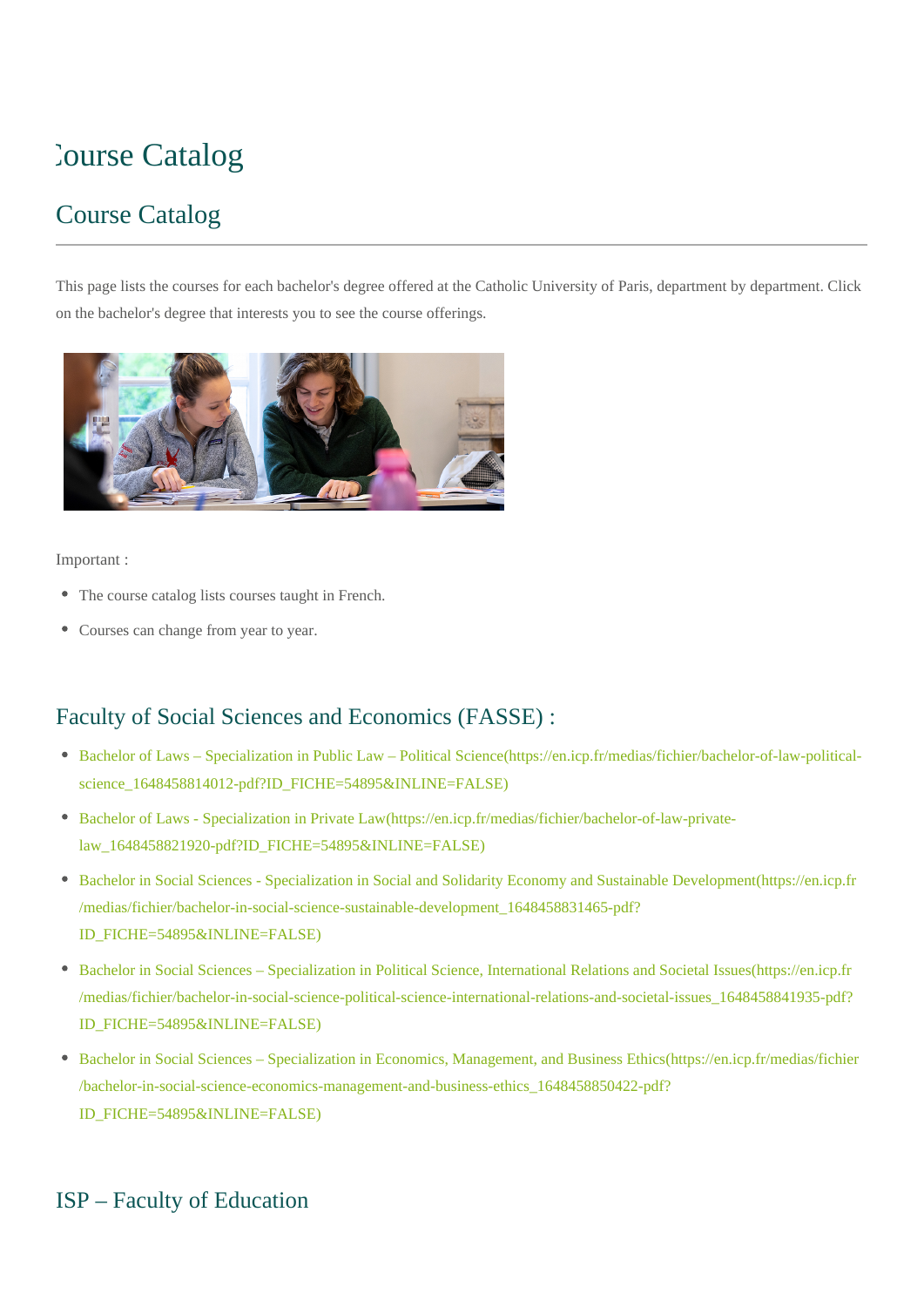# Course Catalog

## Course Catalog

This page lists the courses for each bachelor's degree offered at the Catholic University of Paris, department by department. Click on the bachelor's degree that interests you to see the course offerings.

Important :

- The course catalog lists courses taught in French.
- Courses can change from year to year.

## Faculty of Social Sciences and Economics (FASSE) :

- Bachelor of Laws – Specialization in Public Law – Political Science(https://en.icp.fr/medias/fichier/bachelor-of-law-political-science_1648458814012-pdf?ID_FICHE=54895&INLINE=FALSE)
- Bachelor of Laws - Specialization in Private Law(https://en.icp.fr/medias/fichier/bachelor-of-law-private-law_1648458821920-pdf?ID_FICHE=54895&INLINE=FALSE)
- Bachelor in Social Sciences - Specialization in Social and Solidarity Economy and Sustainable Development(https://en.icp.fr/medias/fichier/bachelor-in-social-science-sustainable-development_1648458831465-pdf?ID_FICHE=54895&INLINE=FALSE)
- Bachelor in Social Sciences – Specialization in Political Science, International Relations and Societal Issues(https://en.icp.fr/medias/fichier/bachelor-in-social-science-political-science-international-relations-and-societal-issues_1648458841935-pdf?ID_FICHE=54895&INLINE=FALSE)
- Bachelor in Social Sciences – Specialization in Economics, Management, and Business Ethics(https://en.icp.fr/medias/fichier/bachelor-in-social-science-economics-management-and-business-ethics_1648458850422-pdf?ID_FICHE=54895&INLINE=FALSE)

## ISP – Faculty of Education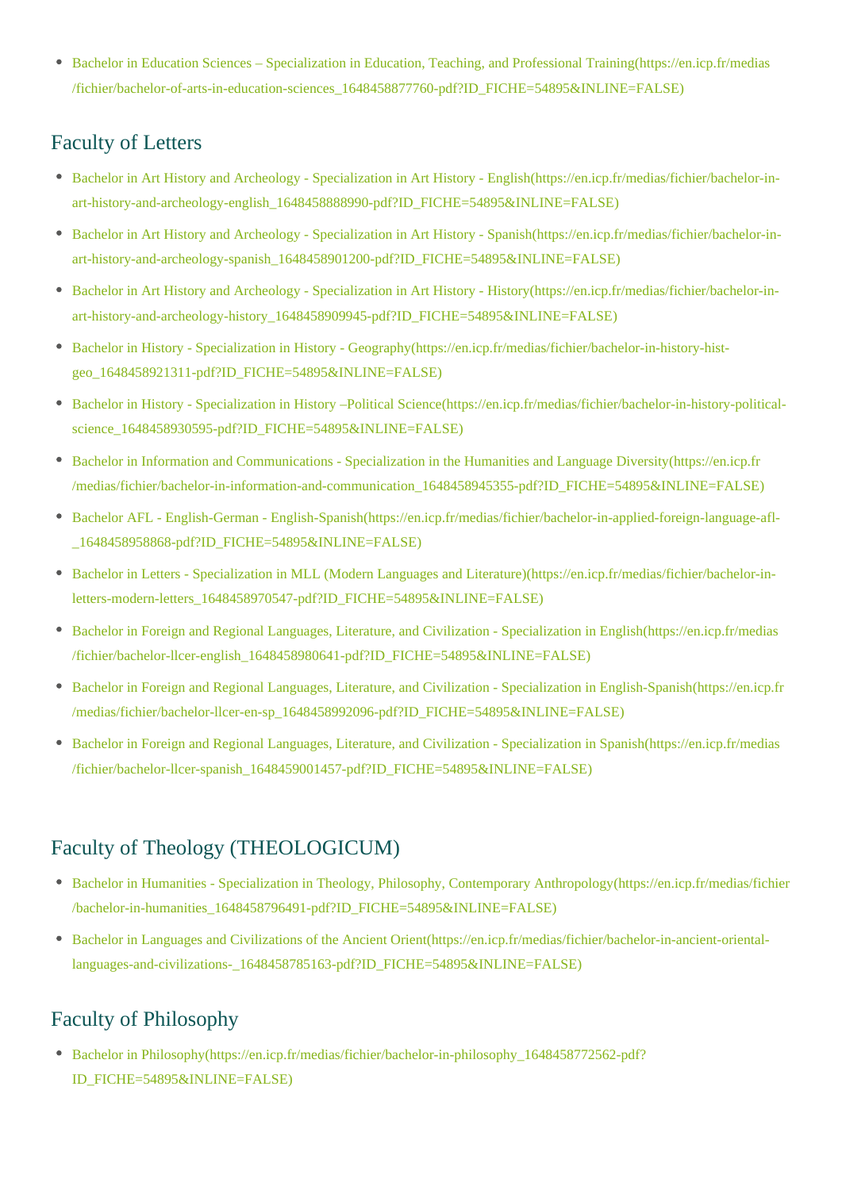- Bachelor in Education Sciences – Specialization in Education, Teaching, and Professional Training(https://en.icp.fr/medias/fichier/bachelor-of-arts-in-education-sciences_1648458877760-pdf?ID_FICHE=54895&INLINE=FALSE)

## Faculty of Letters

- Bachelor in Art History and Archeology - Specialization in Art History - English(https://en.icp.fr/medias/fichier/bachelor-in-art-history-and-archeology-english_1648458888990-pdf?ID_FICHE=54895&INLINE=FALSE)
- Bachelor in Art History and Archeology - Specialization in Art History - Spanish(https://en.icp.fr/medias/fichier/bachelor-in-art-history-and-archeology-spanish_1648458901200-pdf?ID_FICHE=54895&INLINE=FALSE)
- Bachelor in Art History and Archeology - Specialization in Art History - History(https://en.icp.fr/medias/fichier/bachelor-in-art-history-and-archeology-history_1648458909945-pdf?ID_FICHE=54895&INLINE=FALSE)
- Bachelor in History - Specialization in History - Geography(https://en.icp.fr/medias/fichier/bachelor-in-history-hist-geo_1648458921311-pdf?ID_FICHE=54895&INLINE=FALSE)
- Bachelor in History - Specialization in History –Political Science(https://en.icp.fr/medias/fichier/bachelor-in-history-political-science_1648458930595-pdf?ID_FICHE=54895&INLINE=FALSE)
- Bachelor in Information and Communications - Specialization in the Humanities and Language Diversity(https://en.icp.fr/medias/fichier/bachelor-in-information-and-communication_1648458945355-pdf?ID_FICHE=54895&INLINE=FALSE)
- Bachelor AFL - English-German - English-Spanish(https://en.icp.fr/medias/fichier/bachelor-in-applied-foreign-language-afl-_1648458958868-pdf?ID_FICHE=54895&INLINE=FALSE)
- Bachelor in Letters - Specialization in MLL (Modern Languages and Literature)(https://en.icp.fr/medias/fichier/bachelor-in-letters-modern-letters_1648458970547-pdf?ID_FICHE=54895&INLINE=FALSE)
- Bachelor in Foreign and Regional Languages, Literature, and Civilization - Specialization in English(https://en.icp.fr/medias/fichier/bachelor-llcer-english_1648458980641-pdf?ID_FICHE=54895&INLINE=FALSE)
- Bachelor in Foreign and Regional Languages, Literature, and Civilization - Specialization in English-Spanish(https://en.icp.fr/medias/fichier/bachelor-llcer-en-sp_1648458992096-pdf?ID_FICHE=54895&INLINE=FALSE)
- Bachelor in Foreign and Regional Languages, Literature, and Civilization - Specialization in Spanish(https://en.icp.fr/medias/fichier/bachelor-llcer-spanish_1648459001457-pdf?ID_FICHE=54895&INLINE=FALSE)

## Faculty of Theology (THEOLOGICUM)

- Bachelor in Humanities - Specialization in Theology, Philosophy, Contemporary Anthropology(https://en.icp.fr/medias/fichier/bachelor-in-humanities_1648458796491-pdf?ID_FICHE=54895&INLINE=FALSE)
- Bachelor in Languages and Civilizations of the Ancient Orient(https://en.icp.fr/medias/fichier/bachelor-in-ancient-oriental-languages-and-civilizations-_1648458785163-pdf?ID_FICHE=54895&INLINE=FALSE)

## Faculty of Philosophy

- Bachelor in Philosophy(https://en.icp.fr/medias/fichier/bachelor-in-philosophy_1648458772562-pdf?ID_FICHE=54895&INLINE=FALSE)